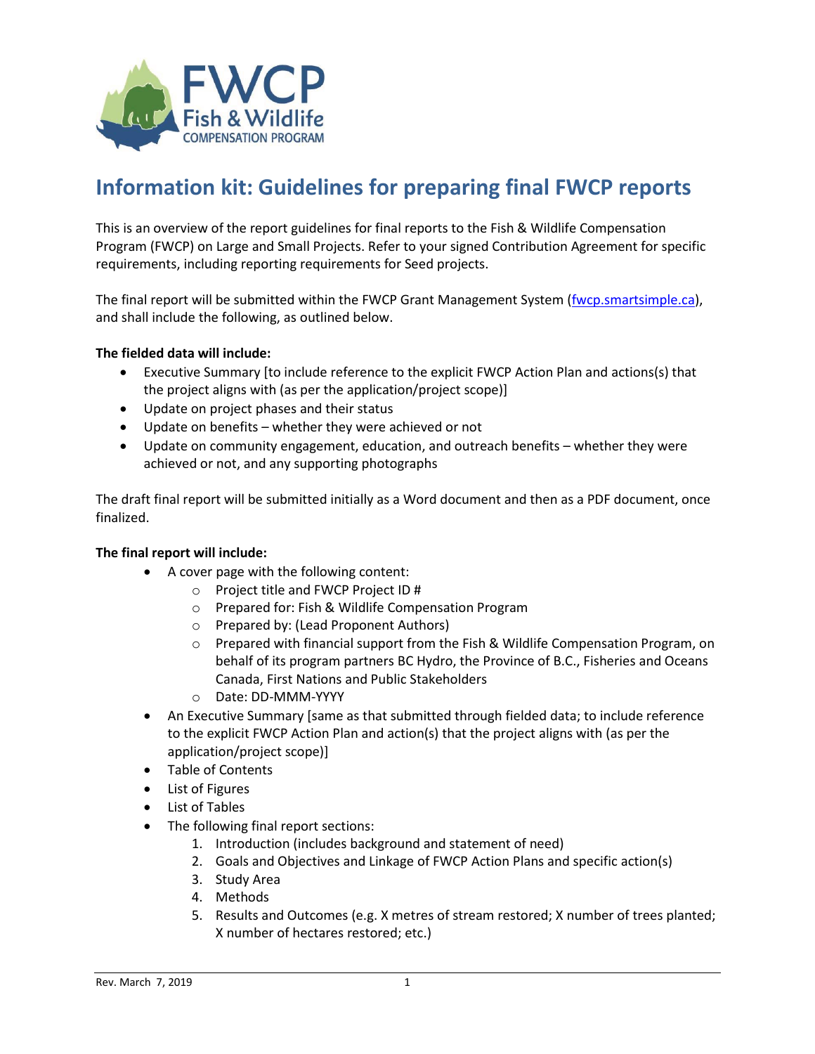# Information kit: Guidelines for preparing final FWCP reports

This is an overview of the report guidelines for final reports to the Fish & Wildlife Compensation Program (FWCP) on Large and Small Projects. Refer to your signed Contribution Agreement for specific requirements, including reporting requirements for Seed projects.

The final report will be submitted within the FWCP Grant Management System (fwcp.smartsimple.ca), and shall include the following, as outlined below.

**The fielded data will include:**

- Executive Summary [to include reference to the explicit FWCP Action Plan and actions(s) that the project aligns with (as per the application/project scope)]
- Update on project phases and their status
- Update on benefits – whether they were achieved or not
- Update on community engagement, education, and outreach benefits – whether they were achieved or not, and any supporting photographs

The draft final report will be submitted initially as a Word document and then as a PDF document, once finalized.

**The final report will include:**

- A cover page with the following content:
  - Project title and FWCP Project ID #
  - Prepared for: Fish & Wildlife Compensation Program
  - Prepared by: (Lead Proponent Authors)
  - Prepared with financial support from the Fish & Wildlife Compensation Program, on behalf of its program partners BC Hydro, the Province of B.C., Fisheries and Oceans Canada, First Nations and Public Stakeholders
  - Date: DD-MMM-YYYY
- An Executive Summary [same as that submitted through fielded data; to include reference to the explicit FWCP Action Plan and action(s) that the project aligns with (as per the application/project scope)]
- Table of Contents
- List of Figures
- List of Tables
- The following final report sections:
  1. Introduction (includes background and statement of need)
  2. Goals and Objectives and Linkage of FWCP Action Plans and specific action(s)
  3. Study Area
  4. Methods
  5. Results and Outcomes (e.g. X metres of stream restored; X number of trees planted; X number of hectares restored; etc.)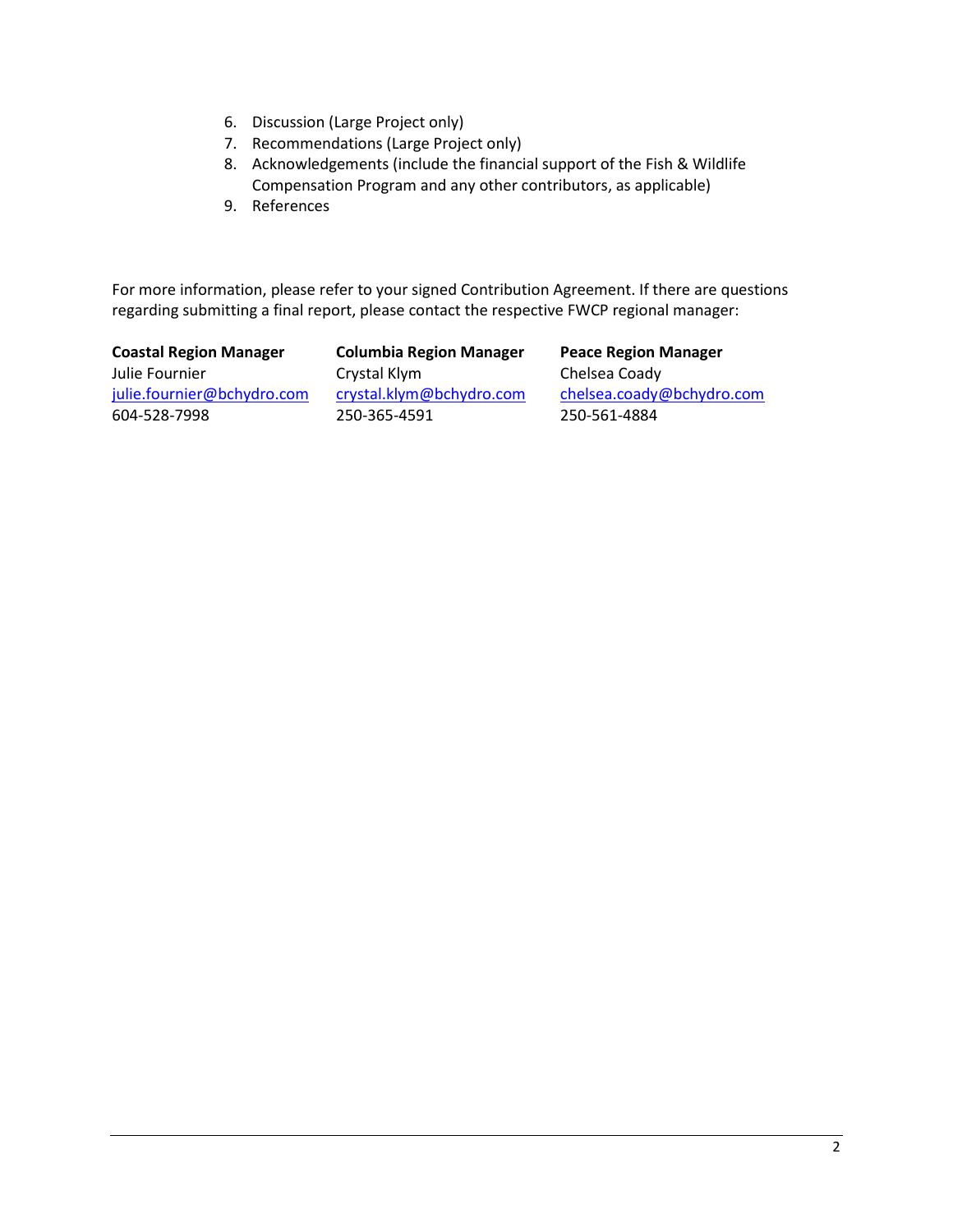6. Discussion (Large Project only)
7. Recommendations (Large Project only)
8. Acknowledgements (include the financial support of the Fish & Wildlife Compensation Program and any other contributors, as applicable)
9. References

For more information, please refer to your signed Contribution Agreement. If there are questions regarding submitting a final report, please contact the respective FWCP regional manager:

| **Coastal Region Manager** | **Columbia Region Manager** | **Peace Region Manager** |
|---|---|---|
| Julie Fournier | Crystal Klym | Chelsea Coady |
| julie.fournier@bchydro.com | crystal.klym@bchydro.com | chelsea.coady@bchydro.com |
| 604-528-7998 | 250-365-4591 | 250-561-4884 |